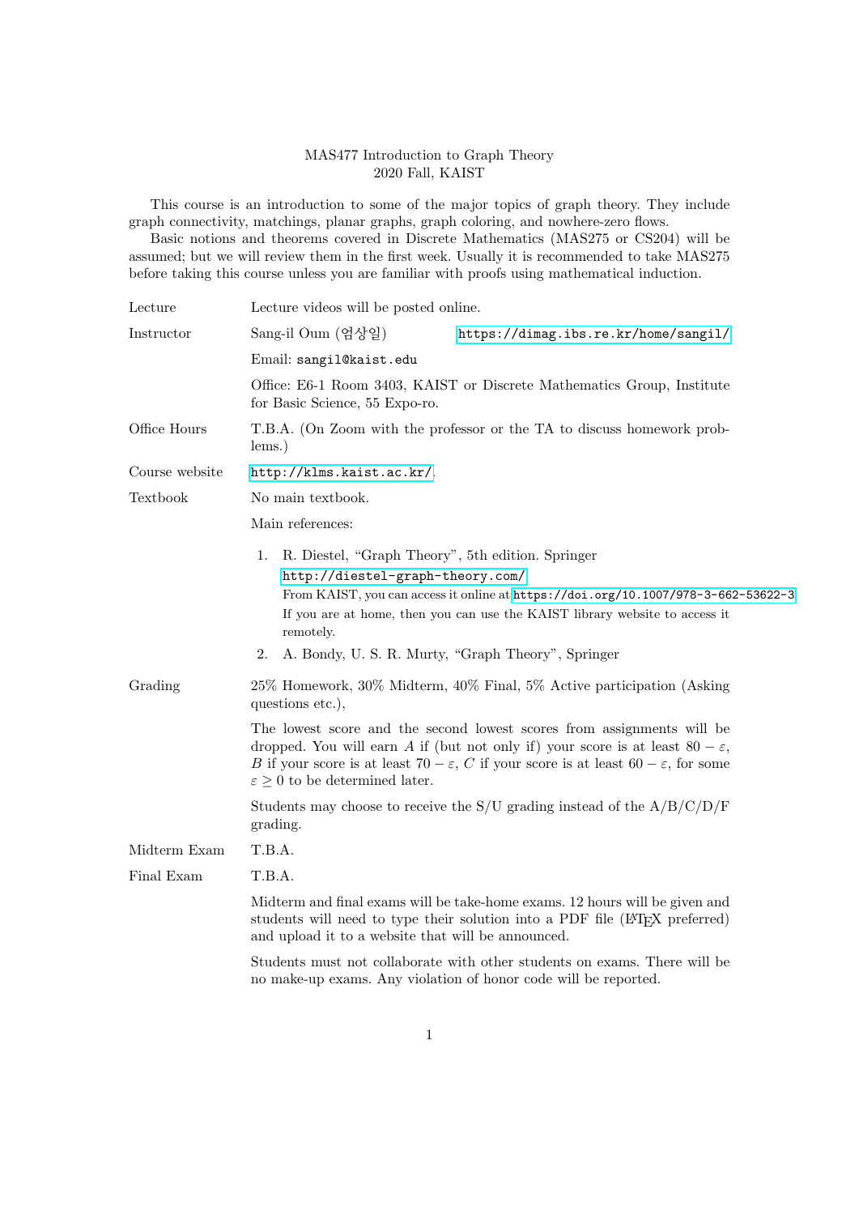# MAS477 Introduction to Graph Theory
## 2020 Fall, KAIST

This course is an introduction to some of the major topics of graph theory. They include graph connectivity, matchings, planar graphs, graph coloring, and nowhere-zero flows.

Basic notions and theorems covered in Discrete Mathematics (MAS275 or CS204) will be assumed; but we will review them in the first week. Usually it is recommended to take MAS275 before taking this course unless you are familiar with proofs using mathematical induction.

**Lecture**: Lecture videos will be posted online.

**Instructor**: Sang-il Oum (엄상일) https://dimag.ibs.re.kr/home/sangil/

Email: `sangil@kaist.edu`

Office: E6-1 Room 3403, KAIST or Discrete Mathematics Group, Institute for Basic Science, 55 Expo-ro.

**Office Hours**: T.B.A. (On Zoom with the professor or the TA to discuss homework problems.)

**Course website**: http://klms.kaist.ac.kr/

**Textbook**: No main textbook.

Main references:

1. R. Diestel, "Graph Theory", 5th edition. Springer
   http://diestel-graph-theory.com/
   From KAIST, you can access it online at https://doi.org/10.1007/978-3-662-53622-3
   If you are at home, then you can use the KAIST library website to access it remotely.
2. A. Bondy, U. S. R. Murty, "Graph Theory", Springer

**Grading**: 25% Homework, 30% Midterm, 40% Final, 5% Active participation (Asking questions etc.),

The lowest score and the second lowest scores from assignments will be dropped. You will earn $A$ if (but not only if) your score is at least $80 - \varepsilon$, $B$ if your score is at least $70 - \varepsilon$, $C$ if your score is at least $60 - \varepsilon$, for some $\varepsilon \geq 0$ to be determined later.

Students may choose to receive the S/U grading instead of the A/B/C/D/F grading.

**Midterm Exam**: T.B.A.

**Final Exam**: T.B.A.

Midterm and final exams will be take-home exams. 12 hours will be given and students will need to type their solution into a PDF file (LaTeX preferred) and upload it to a website that will be announced.

Students must not collaborate with other students on exams. There will be no make-up exams. Any violation of honor code will be reported.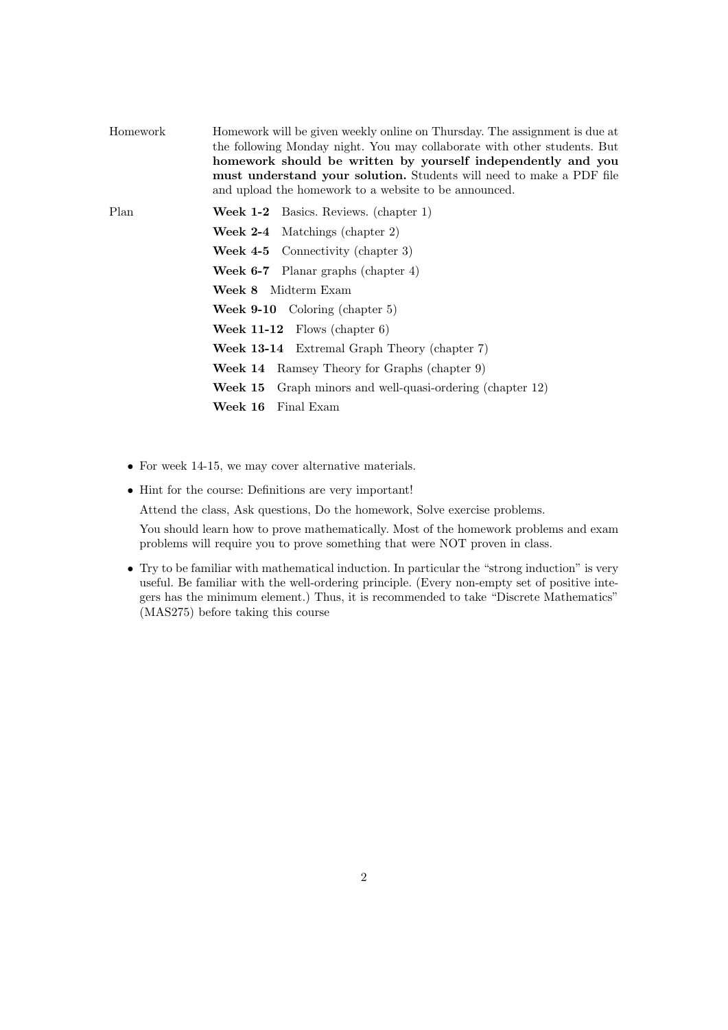**Homework**

Homework will be given weekly online on Thursday. The assignment is due at the following Monday night. You may collaborate with other students. But **homework should be written by yourself independently and you must understand your solution.** Students will need to make a PDF file and upload the homework to a website to be announced.

**Plan**

- **Week 1-2** Basics. Reviews. (chapter 1)
- **Week 2-4** Matchings (chapter 2)
- **Week 4-5** Connectivity (chapter 3)
- **Week 6-7** Planar graphs (chapter 4)
- **Week 8** Midterm Exam
- **Week 9-10** Coloring (chapter 5)
- **Week 11-12** Flows (chapter 6)
- **Week 13-14** Extremal Graph Theory (chapter 7)
- **Week 14** Ramsey Theory for Graphs (chapter 9)
- **Week 15** Graph minors and well-quasi-ordering (chapter 12)
- **Week 16** Final Exam

- For week 14-15, we may cover alternative materials.
- Hint for the course: Definitions are very important!

  Attend the class, Ask questions, Do the homework, Solve exercise problems.

  You should learn how to prove mathematically. Most of the homework problems and exam problems will require you to prove something that were NOT proven in class.
- Try to be familiar with mathematical induction. In particular the "strong induction" is very useful. Be familiar with the well-ordering principle. (Every non-empty set of positive integers has the minimum element.) Thus, it is recommended to take "Discrete Mathematics" (MAS275) before taking this course